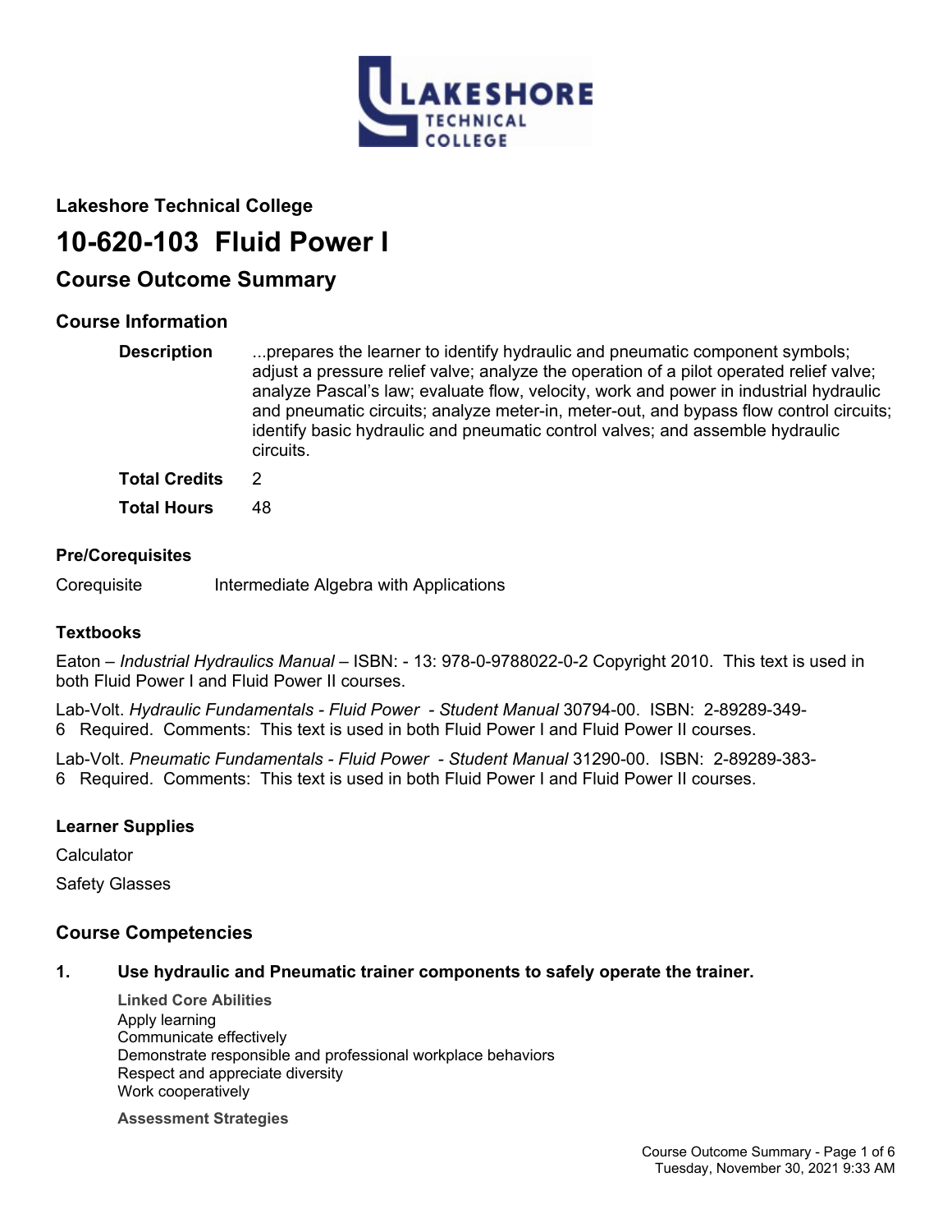## Lakeshore Technical College

# 10-620-103 Fluid Power I

## Course Outcome Summary

### Course Information

**Description** ...prepares the learner to identify hydraulic and pneumatic component symbols; adjust a pressure relief valve; analyze the operation of a pilot operated relief valve; analyze Pascal's law; evaluate flow, velocity, work and power in industrial hydraulic and pneumatic circuits; analyze meter-in, meter-out, and bypass flow control circuits; identify basic hydraulic and pneumatic control valves; and assemble hydraulic circuits.

**Total Credits** 2

**Total Hours** 48

### Pre/Corequisites

Corequisite Intermediate Algebra with Applications

### Textbooks

Eaton – *Industrial Hydraulics Manual* – ISBN: - 13: 978-0-9788022-0-2 Copyright 2010. This text is used in both Fluid Power I and Fluid Power II courses.

Lab-Volt. *Hydraulic Fundamentals - Fluid Power - Student Manual* 30794-00. ISBN: 2-89289-349-6 Required. Comments: This text is used in both Fluid Power I and Fluid Power II courses.

Lab-Volt. *Pneumatic Fundamentals - Fluid Power - Student Manual* 31290-00. ISBN: 2-89289-383-6 Required. Comments: This text is used in both Fluid Power I and Fluid Power II courses.

### Learner Supplies

Calculator

Safety Glasses

### Course Competencies

**1. Use hydraulic and Pneumatic trainer components to safely operate the trainer.**

**Linked Core Abilities**

Apply learning
Communicate effectively
Demonstrate responsible and professional workplace behaviors
Respect and appreciate diversity
Work cooperatively

**Assessment Strategies**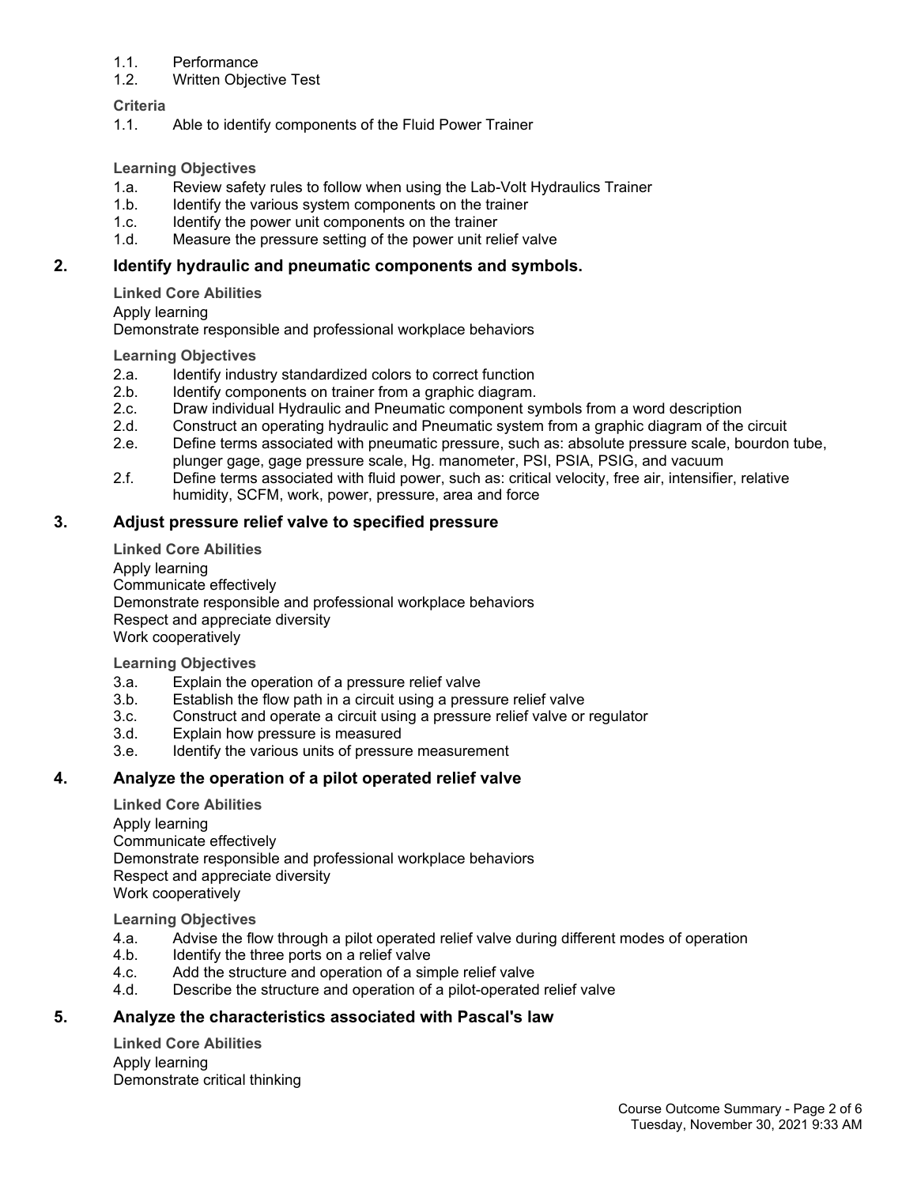1.1. Performance
1.2. Written Objective Test

**Criteria**

1.1. Able to identify components of the Fluid Power Trainer

**Learning Objectives**

1.a. Review safety rules to follow when using the Lab-Volt Hydraulics Trainer
1.b. Identify the various system components on the trainer
1.c. Identify the power unit components on the trainer
1.d. Measure the pressure setting of the power unit relief valve

## 2. Identify hydraulic and pneumatic components and symbols.

**Linked Core Abilities**

Apply learning
Demonstrate responsible and professional workplace behaviors

**Learning Objectives**

2.a. Identify industry standardized colors to correct function
2.b. Identify components on trainer from a graphic diagram.
2.c. Draw individual Hydraulic and Pneumatic component symbols from a word description
2.d. Construct an operating hydraulic and Pneumatic system from a graphic diagram of the circuit
2.e. Define terms associated with pneumatic pressure, such as: absolute pressure scale, bourdon tube, plunger gage, gage pressure scale, Hg. manometer, PSI, PSIA, PSIG, and vacuum
2.f. Define terms associated with fluid power, such as: critical velocity, free air, intensifier, relative humidity, SCFM, work, power, pressure, area and force

## 3. Adjust pressure relief valve to specified pressure

**Linked Core Abilities**

Apply learning
Communicate effectively
Demonstrate responsible and professional workplace behaviors
Respect and appreciate diversity
Work cooperatively

**Learning Objectives**

3.a. Explain the operation of a pressure relief valve
3.b. Establish the flow path in a circuit using a pressure relief valve
3.c. Construct and operate a circuit using a pressure relief valve or regulator
3.d. Explain how pressure is measured
3.e. Identify the various units of pressure measurement

## 4. Analyze the operation of a pilot operated relief valve

**Linked Core Abilities**

Apply learning
Communicate effectively
Demonstrate responsible and professional workplace behaviors
Respect and appreciate diversity
Work cooperatively

**Learning Objectives**

4.a. Advise the flow through a pilot operated relief valve during different modes of operation
4.b. Identify the three ports on a relief valve
4.c. Add the structure and operation of a simple relief valve
4.d. Describe the structure and operation of a pilot-operated relief valve

## 5. Analyze the characteristics associated with Pascal's law

**Linked Core Abilities**

Apply learning
Demonstrate critical thinking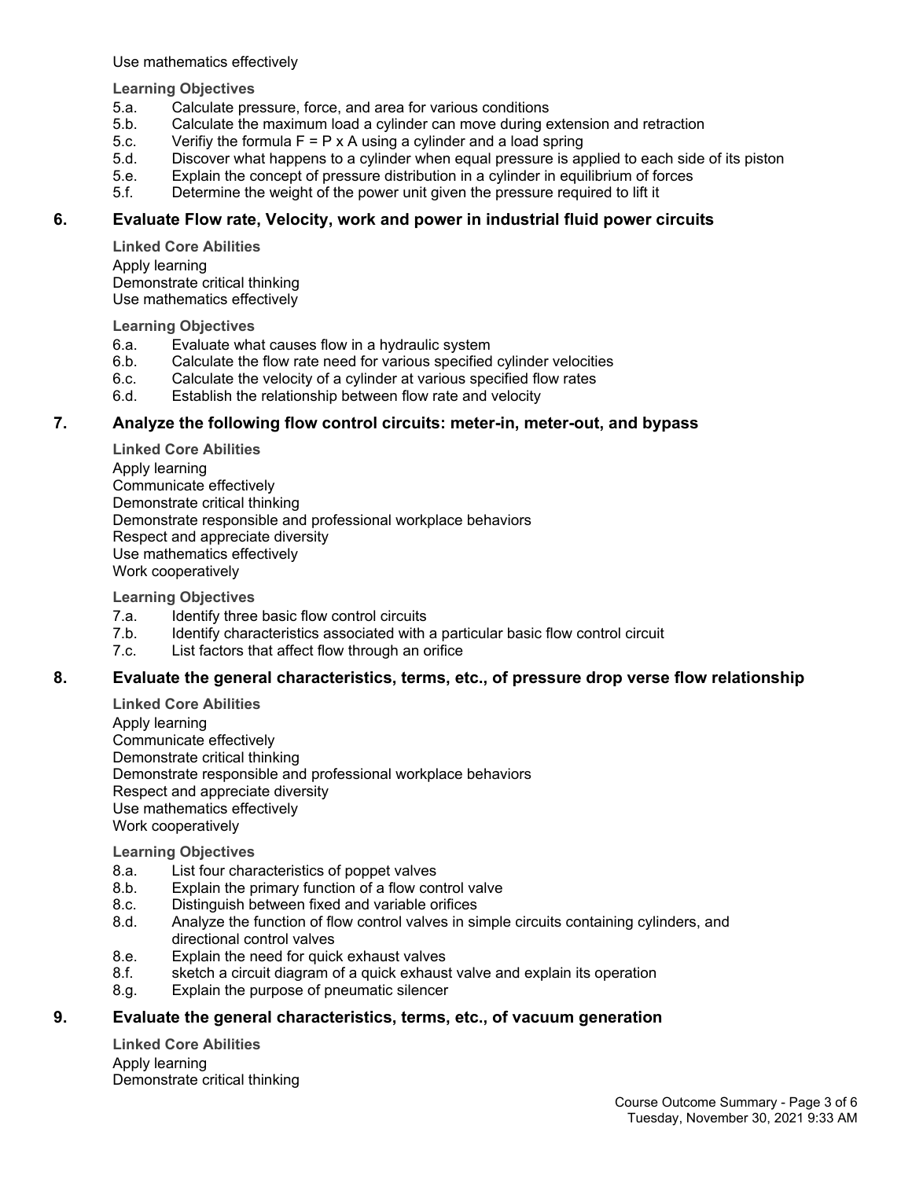Use mathematics effectively

**Learning Objectives**

- 5.a. Calculate pressure, force, and area for various conditions
- 5.b. Calculate the maximum load a cylinder can move during extension and retraction
- 5.c. Verifiy the formula $F = P \times A$ using a cylinder and a load spring
- 5.d. Discover what happens to a cylinder when equal pressure is applied to each side of its piston
- 5.e. Explain the concept of pressure distribution in a cylinder in equilibrium of forces
- 5.f. Determine the weight of the power unit given the pressure required to lift it

## 6. Evaluate Flow rate, Velocity, work and power in industrial fluid power circuits

**Linked Core Abilities**

Apply learning
Demonstrate critical thinking
Use mathematics effectively

**Learning Objectives**

- 6.a. Evaluate what causes flow in a hydraulic system
- 6.b. Calculate the flow rate need for various specified cylinder velocities
- 6.c. Calculate the velocity of a cylinder at various specified flow rates
- 6.d. Establish the relationship between flow rate and velocity

## 7. Analyze the following flow control circuits: meter-in, meter-out, and bypass

**Linked Core Abilities**

Apply learning
Communicate effectively
Demonstrate critical thinking
Demonstrate responsible and professional workplace behaviors
Respect and appreciate diversity
Use mathematics effectively
Work cooperatively

**Learning Objectives**

- 7.a. Identify three basic flow control circuits
- 7.b. Identify characteristics associated with a particular basic flow control circuit
- 7.c. List factors that affect flow through an orifice

## 8. Evaluate the general characteristics, terms, etc., of pressure drop verse flow relationship

**Linked Core Abilities**

Apply learning
Communicate effectively
Demonstrate critical thinking
Demonstrate responsible and professional workplace behaviors
Respect and appreciate diversity
Use mathematics effectively
Work cooperatively

**Learning Objectives**

- 8.a. List four characteristics of poppet valves
- 8.b. Explain the primary function of a flow control valve
- 8.c. Distinguish between fixed and variable orifices
- 8.d. Analyze the function of flow control valves in simple circuits containing cylinders, and directional control valves
- 8.e. Explain the need for quick exhaust valves
- 8.f. sketch a circuit diagram of a quick exhaust valve and explain its operation
- 8.g. Explain the purpose of pneumatic silencer

## 9. Evaluate the general characteristics, terms, etc., of vacuum generation

**Linked Core Abilities**

Apply learning
Demonstrate critical thinking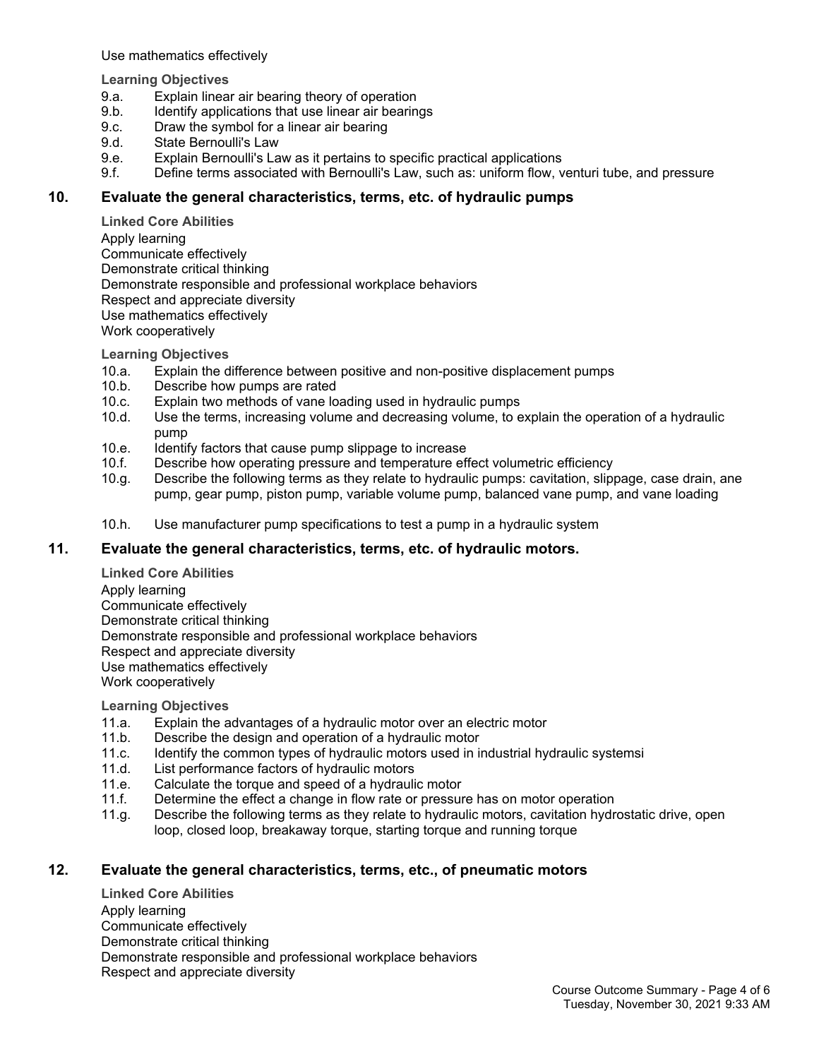Use mathematics effectively

**Learning Objectives**

9.a. Explain linear air bearing theory of operation
9.b. Identify applications that use linear air bearings
9.c. Draw the symbol for a linear air bearing
9.d. State Bernoulli's Law
9.e. Explain Bernoulli's Law as it pertains to specific practical applications
9.f. Define terms associated with Bernoulli's Law, such as: uniform flow, venturi tube, and pressure

## 10. Evaluate the general characteristics, terms, etc. of hydraulic pumps

**Linked Core Abilities**

Apply learning
Communicate effectively
Demonstrate critical thinking
Demonstrate responsible and professional workplace behaviors
Respect and appreciate diversity
Use mathematics effectively
Work cooperatively

**Learning Objectives**

10.a. Explain the difference between positive and non-positive displacement pumps
10.b. Describe how pumps are rated
10.c. Explain two methods of vane loading used in hydraulic pumps
10.d. Use the terms, increasing volume and decreasing volume, to explain the operation of a hydraulic pump
10.e. Identify factors that cause pump slippage to increase
10.f. Describe how operating pressure and temperature effect volumetric efficiency
10.g. Describe the following terms as they relate to hydraulic pumps: cavitation, slippage, case drain, ane pump, gear pump, piston pump, variable volume pump, balanced vane pump, and vane loading

10.h. Use manufacturer pump specifications to test a pump in a hydraulic system

## 11. Evaluate the general characteristics, terms, etc. of hydraulic motors.

**Linked Core Abilities**

Apply learning
Communicate effectively
Demonstrate critical thinking
Demonstrate responsible and professional workplace behaviors
Respect and appreciate diversity
Use mathematics effectively
Work cooperatively

**Learning Objectives**

11.a. Explain the advantages of a hydraulic motor over an electric motor
11.b. Describe the design and operation of a hydraulic motor
11.c. Identify the common types of hydraulic motors used in industrial hydraulic systemsi
11.d. List performance factors of hydraulic motors
11.e. Calculate the torque and speed of a hydraulic motor
11.f. Determine the effect a change in flow rate or pressure has on motor operation
11.g. Describe the following terms as they relate to hydraulic motors, cavitation hydrostatic drive, open loop, closed loop, breakaway torque, starting torque and running torque

## 12. Evaluate the general characteristics, terms, etc., of pneumatic motors

**Linked Core Abilities**

Apply learning
Communicate effectively
Demonstrate critical thinking
Demonstrate responsible and professional workplace behaviors
Respect and appreciate diversity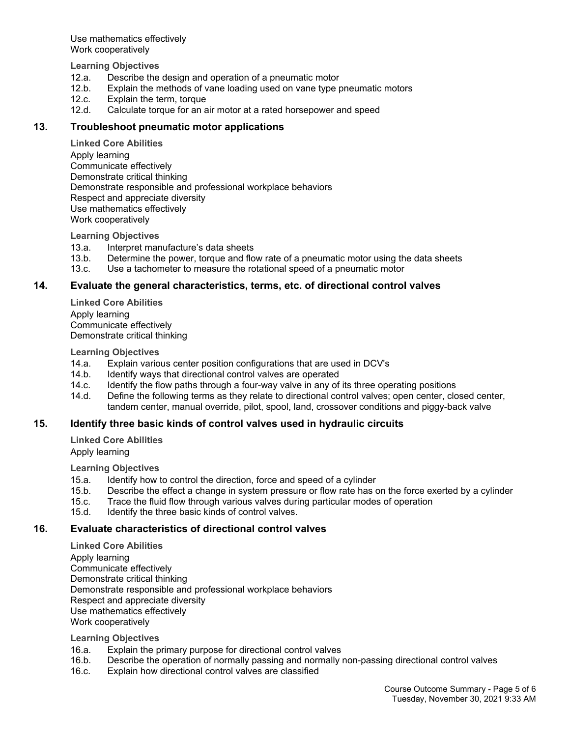Use mathematics effectively
Work cooperatively

**Learning Objectives**

12.a. Describe the design and operation of a pneumatic motor
12.b. Explain the methods of vane loading used on vane type pneumatic motors
12.c. Explain the term, torque
12.d. Calculate torque for an air motor at a rated horsepower and speed

## 13. Troubleshoot pneumatic motor applications

**Linked Core Abilities**

Apply learning
Communicate effectively
Demonstrate critical thinking
Demonstrate responsible and professional workplace behaviors
Respect and appreciate diversity
Use mathematics effectively
Work cooperatively

**Learning Objectives**

13.a. Interpret manufacture's data sheets
13.b. Determine the power, torque and flow rate of a pneumatic motor using the data sheets
13.c. Use a tachometer to measure the rotational speed of a pneumatic motor

## 14. Evaluate the general characteristics, terms, etc. of directional control valves

**Linked Core Abilities**

Apply learning
Communicate effectively
Demonstrate critical thinking

**Learning Objectives**

14.a. Explain various center position configurations that are used in DCV's
14.b. Identify ways that directional control valves are operated
14.c. Identify the flow paths through a four-way valve in any of its three operating positions
14.d. Define the following terms as they relate to directional control valves; open center, closed center, tandem center, manual override, pilot, spool, land, crossover conditions and piggy-back valve

## 15. Identify three basic kinds of control valves used in hydraulic circuits

**Linked Core Abilities**

Apply learning

**Learning Objectives**

15.a. Identify how to control the direction, force and speed of a cylinder
15.b. Describe the effect a change in system pressure or flow rate has on the force exerted by a cylinder
15.c. Trace the fluid flow through various valves during particular modes of operation
15.d. Identify the three basic kinds of control valves.

## 16. Evaluate characteristics of directional control valves

**Linked Core Abilities**

Apply learning
Communicate effectively
Demonstrate critical thinking
Demonstrate responsible and professional workplace behaviors
Respect and appreciate diversity
Use mathematics effectively
Work cooperatively

**Learning Objectives**

16.a. Explain the primary purpose for directional control valves
16.b. Describe the operation of normally passing and normally non-passing directional control valves
16.c. Explain how directional control valves are classified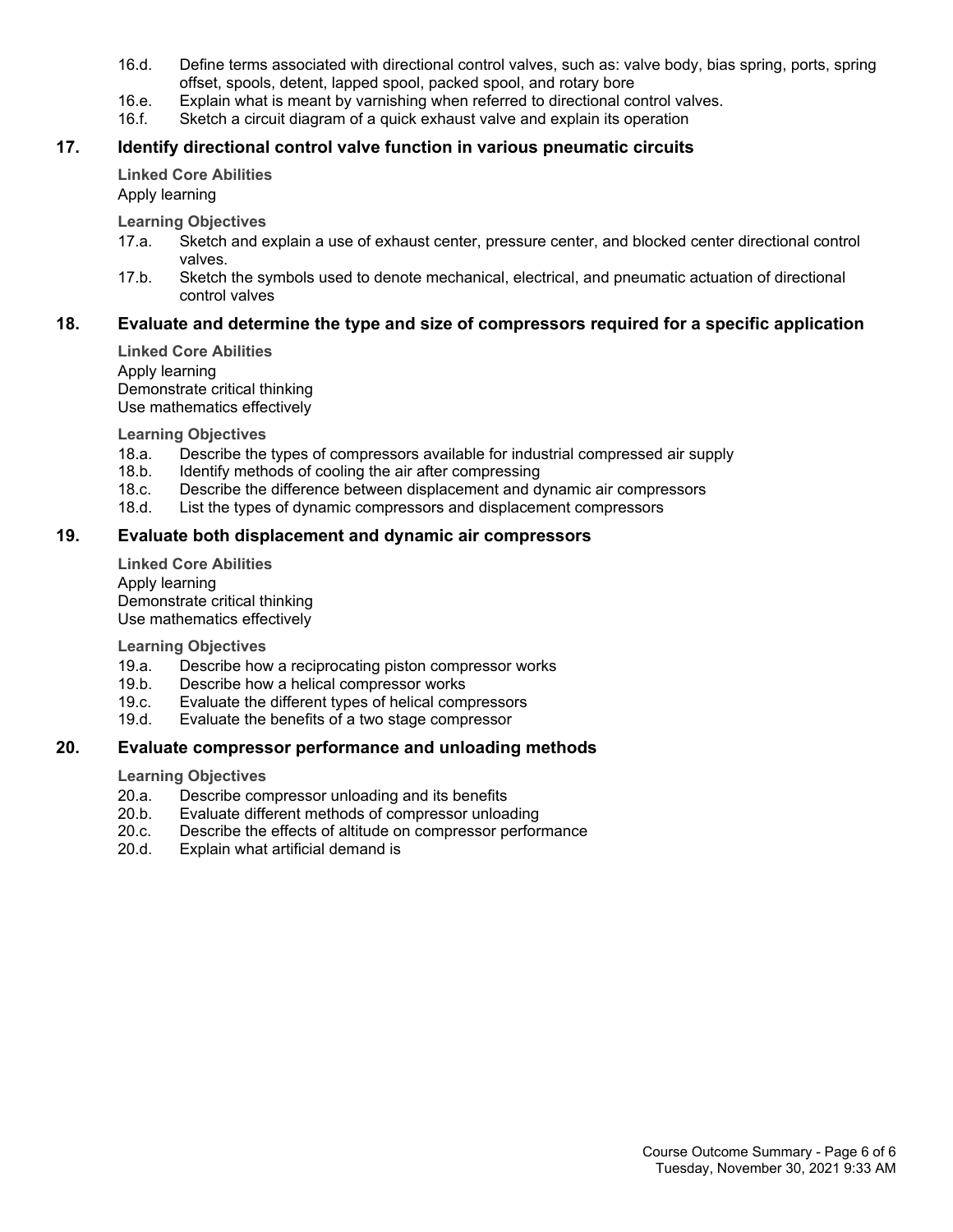16.d. Define terms associated with directional control valves, such as: valve body, bias spring, ports, spring offset, spools, detent, lapped spool, packed spool, and rotary bore

16.e. Explain what is meant by varnishing when referred to directional control valves.

16.f. Sketch a circuit diagram of a quick exhaust valve and explain its operation

## 17. Identify directional control valve function in various pneumatic circuits

**Linked Core Abilities**

Apply learning

**Learning Objectives**

17.a. Sketch and explain a use of exhaust center, pressure center, and blocked center directional control valves.

17.b. Sketch the symbols used to denote mechanical, electrical, and pneumatic actuation of directional control valves

## 18. Evaluate and determine the type and size of compressors required for a specific application

**Linked Core Abilities**

Apply learning
Demonstrate critical thinking
Use mathematics effectively

**Learning Objectives**

18.a. Describe the types of compressors available for industrial compressed air supply

18.b. Identify methods of cooling the air after compressing

18.c. Describe the difference between displacement and dynamic air compressors

18.d. List the types of dynamic compressors and displacement compressors

## 19. Evaluate both displacement and dynamic air compressors

**Linked Core Abilities**

Apply learning
Demonstrate critical thinking
Use mathematics effectively

**Learning Objectives**

19.a. Describe how a reciprocating piston compressor works

19.b. Describe how a helical compressor works

19.c. Evaluate the different types of helical compressors

19.d. Evaluate the benefits of a two stage compressor

## 20. Evaluate compressor performance and unloading methods

**Learning Objectives**

20.a. Describe compressor unloading and its benefits

20.b. Evaluate different methods of compressor unloading

20.c. Describe the effects of altitude on compressor performance

20.d. Explain what artificial demand is